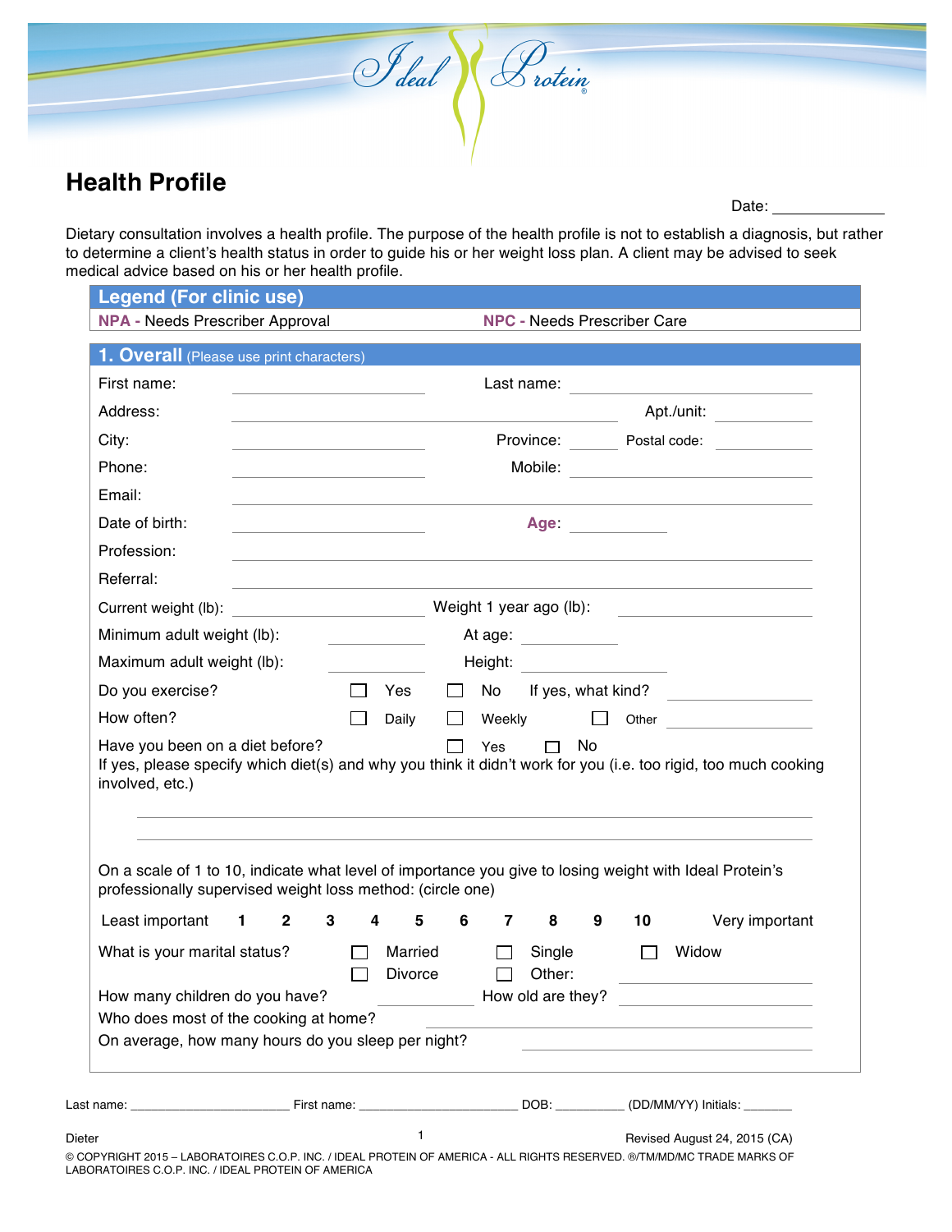# Health Profile

Date: ______________

Dietary consultation involves a health profile. The purpose of the health profile is not to establish a diagnosis, but rather to determine a client's health status in order to guide his or her weight loss plan. A client may be advised to seek medical advice based on his or her health profile.

## Legend (For clinic use)

**NPA** - Needs Prescriber Approval

**NPC** - Needs Prescriber Care

## 1. Overall (Please use print characters)

First name: ______________ Last name: ______________

Address: ______________ Apt./unit: ______________

City: ______________ Province: ______ Postal code: ______________

Phone: ______________ Mobile: ______________

Email: ______________

Date of birth: ______________ **Age**: ______________

Profession: ______________

Referral: ______________

Current weight (lb): ______________ Weight 1 year ago (lb): ______________

Minimum adult weight (lb): ______________ At age: ______________

Maximum adult weight (lb): ______________ Height: ______________

Do you exercise? ☐ Yes ☐ No If yes, what kind? ______________

How often? ☐ Daily ☐ Weekly ☐ Other ______________

Have you been on a diet before? ☐ Yes ☐ No

If yes, please specify which diet(s) and why you think it didn't work for you (i.e. too rigid, too much cooking involved, etc.)

______________________________________________

______________________________________________

On a scale of 1 to 10, indicate what level of importance you give to losing weight with Ideal Protein's professionally supervised weight loss method: (circle one)

Least important **1 2 3 4 5 6 7 8 9 10** Very important

What is your marital status? ☐ Married ☐ Single ☐ Widow ☐ Divorce ☐ Other: ______________

How many children do you have? ______________ How old are they? ______________

Who does most of the cooking at home? ______________

On average, how many hours do you sleep per night? ______________

Last name: ______________ First name: ______________ DOB: __________ (DD/MM/YY) Initials: _______

Dieter

Revised August 24, 2015 (CA)

© COPYRIGHT 2015 – LABORATOIRES C.O.P. INC. / IDEAL PROTEIN OF AMERICA - ALL RIGHTS RESERVED. ®/TM/MD/MC TRADE MARKS OF LABORATOIRES C.O.P. INC. / IDEAL PROTEIN OF AMERICA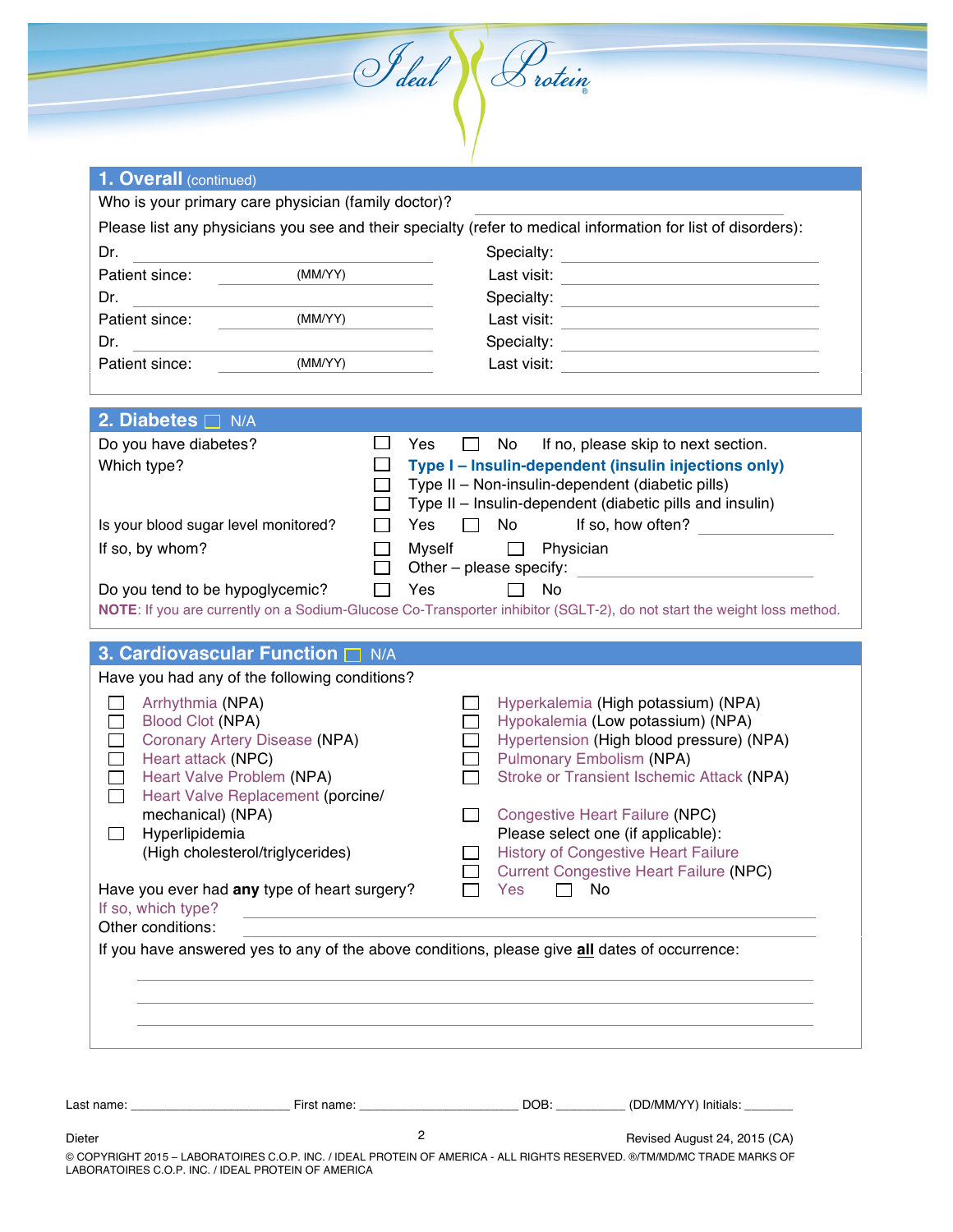## 1. Overall (continued)

Who is your primary care physician (family doctor)? ______________________________

Please list any physicians you see and their specialty (refer to medical information for list of disorders):

Dr. ______________________________ Specialty: ______________________________

Patient since: __________ (MM/YY) Last visit: ______________________________

Dr. ______________________________ Specialty: ______________________________

Patient since: __________ (MM/YY) Last visit: ______________________________

Dr. ______________________________ Specialty: ______________________________

Patient since: __________ (MM/YY) Last visit: ______________________________

## 2. Diabetes ☐ N/A

Do you have diabetes? ☐ Yes ☐ No If no, please skip to next section.

Which type?
- ☐ **Type I – Insulin-dependent (insulin injections only)**
- ☐ Type II – Non-insulin-dependent (diabetic pills)
- ☐ Type II – Insulin-dependent (diabetic pills and insulin)

Is your blood sugar level monitored? ☐ Yes ☐ No If so, how often? ______________

If so, by whom? ☐ Myself ☐ Physician ☐ Other – please specify: ______________________

Do you tend to be hypoglycemic? ☐ Yes ☐ No

**NOTE**: If you are currently on a Sodium-Glucose Co-Transporter inhibitor (SGLT-2), do not start the weight loss method.

## 3. Cardiovascular Function ☐ N/A

Have you had any of the following conditions?

- ☐ Arrhythmia (NPA)
- ☐ Blood Clot (NPA)
- ☐ Coronary Artery Disease (NPA)
- ☐ Heart attack (NPC)
- ☐ Heart Valve Problem (NPA)
- ☐ Heart Valve Replacement (porcine/ mechanical) (NPA)
- ☐ Hyperlipidemia (High cholesterol/triglycerides)
- ☐ Hyperkalemia (High potassium) (NPA)
- ☐ Hypokalemia (Low potassium) (NPA)
- ☐ Hypertension (High blood pressure) (NPA)
- ☐ Pulmonary Embolism (NPA)
- ☐ Stroke or Transient Ischemic Attack (NPA)
- ☐ Congestive Heart Failure (NPC)
  Please select one (if applicable):
  - ☐ History of Congestive Heart Failure
  - ☐ Current Congestive Heart Failure (NPC)

Have you ever had **any** type of heart surgery? ☐ Yes ☐ No

If so, which type? ______________________________

Other conditions: ______________________________

If you have answered yes to any of the above conditions, please give **all** dates of occurrence:

______________________________

______________________________

______________________________

Last name: ______________ First name: ______________ DOB: __________ (DD/MM/YY) Initials: _______

Dieter

Revised August 24, 2015 (CA)

© COPYRIGHT 2015 – LABORATOIRES C.O.P. INC. / IDEAL PROTEIN OF AMERICA - ALL RIGHTS RESERVED. ®/TM/MD/MC TRADE MARKS OF LABORATOIRES C.O.P. INC. / IDEAL PROTEIN OF AMERICA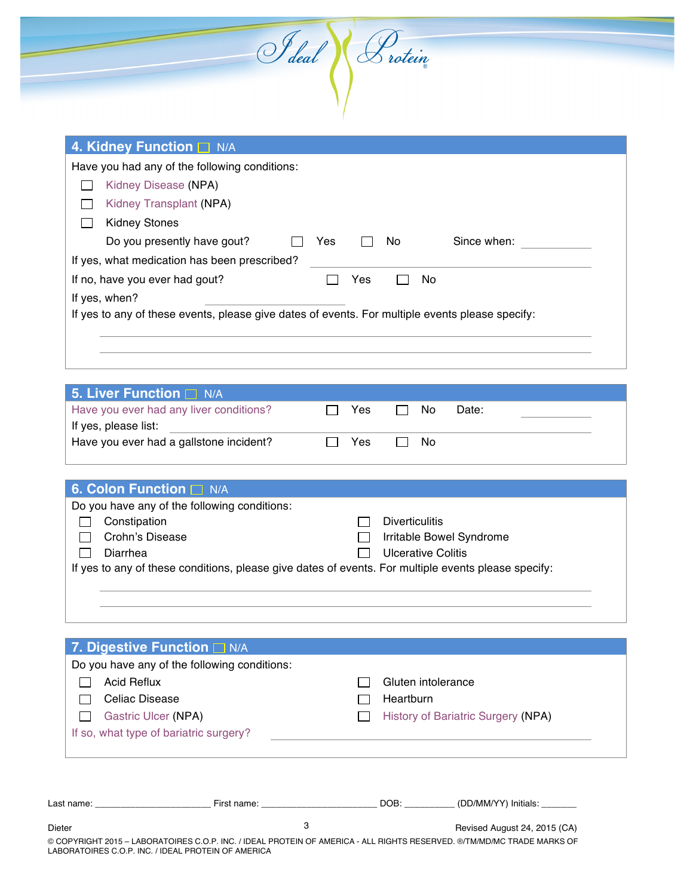## 4. Kidney Function ☐ N/A

Have you had any of the following conditions:

- ☐ Kidney Disease (NPA)
- ☐ Kidney Transplant (NPA)
- ☐ Kidney Stones

Do you presently have gout? ☐ Yes ☐ No Since when: ____________

If yes, what medication has been prescribed? ____________________________

If no, have you ever had gout? ☐ Yes ☐ No

If yes, when? ____________________

If yes to any of these events, please give dates of events. For multiple events please specify:

____________________________________________________________

____________________________________________________________

## 5. Liver Function ☐ N/A

Have you ever had any liver conditions? ☐ Yes ☐ No Date: ____________

If yes, please list: ____________________________________________

Have you ever had a gallstone incident? ☐ Yes ☐ No

## 6. Colon Function ☐ N/A

Do you have any of the following conditions:

- ☐ Constipation
- ☐ Crohn's Disease
- ☐ Diarrhea
- ☐ Diverticulitis
- ☐ Irritable Bowel Syndrome
- ☐ Ulcerative Colitis

If yes to any of these conditions, please give dates of events. For multiple events please specify:

____________________________________________________________

____________________________________________________________

## 7. Digestive Function ☐ N/A

Do you have any of the following conditions:

- ☐ Acid Reflux
- ☐ Celiac Disease
- ☐ Gastric Ulcer (NPA)
- ☐ Gluten intolerance
- ☐ Heartburn
- ☐ History of Bariatric Surgery (NPA)

If so, what type of bariatric surgery? ____________________________

Last name: ______________________ First name: ______________________ DOB: __________ (DD/MM/YY) Initials: _______

Dieter

Revised August 24, 2015 (CA)

© COPYRIGHT 2015 – LABORATOIRES C.O.P. INC. / IDEAL PROTEIN OF AMERICA - ALL RIGHTS RESERVED. ®/TM/MD/MC TRADE MARKS OF LABORATOIRES C.O.P. INC. / IDEAL PROTEIN OF AMERICA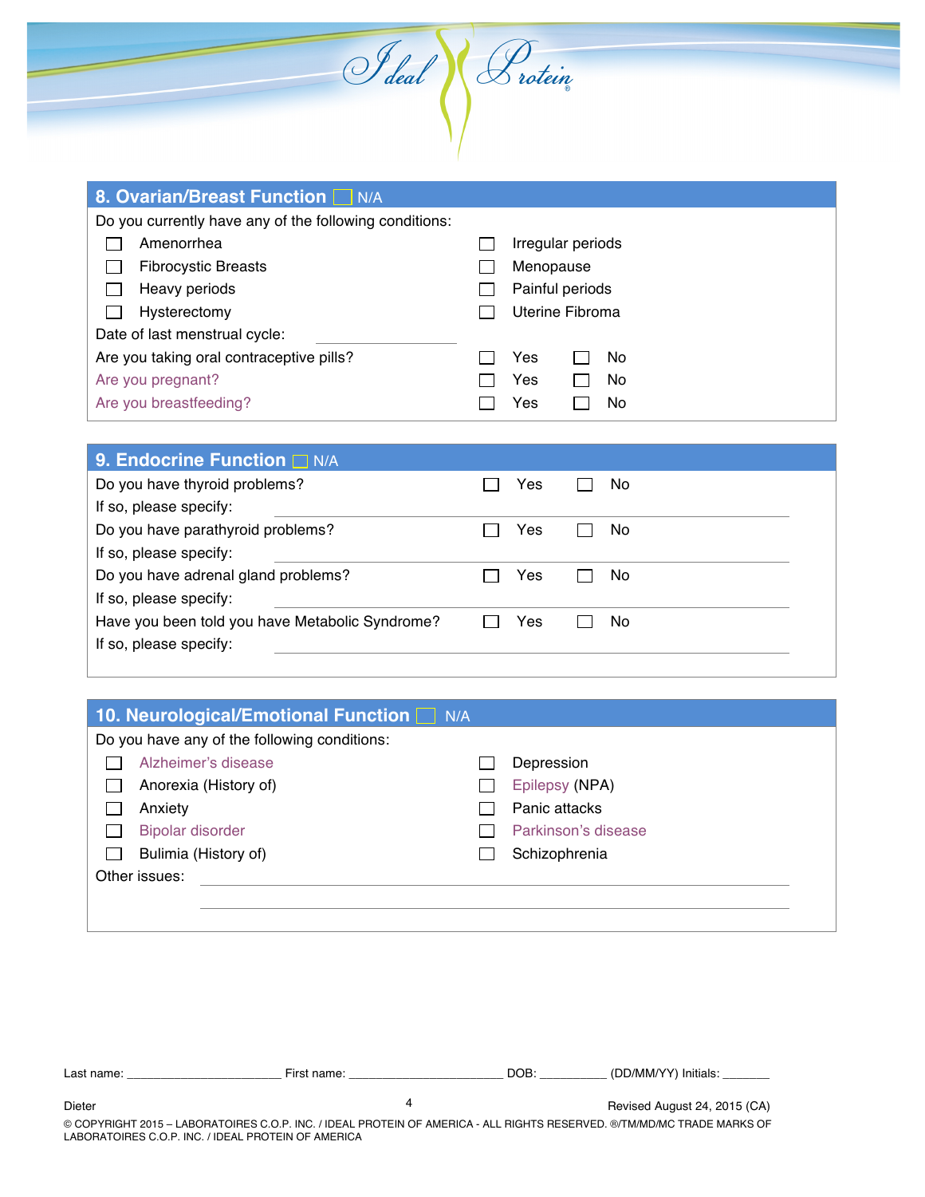## 8. Ovarian/Breast Function ☐ N/A

Do you currently have any of the following conditions:

- ☐ Amenorrhea
- ☐ Fibrocystic Breasts
- ☐ Heavy periods
- ☐ Hysterectomy
- ☐ Irregular periods
- ☐ Menopause
- ☐ Painful periods
- ☐ Uterine Fibroma

Date of last menstrual cycle: ____________________

| | | |
|---|---|---|
| Are you taking oral contraceptive pills? | ☐ Yes | ☐ No |
| Are you pregnant? | ☐ Yes | ☐ No |
| Are you breastfeeding? | ☐ Yes | ☐ No |

## 9. Endocrine Function ☐ N/A

| | | |
|---|---|---|
| Do you have thyroid problems? | ☐ Yes | ☐ No |
| If so, please specify: ____________________ | | |
| Do you have parathyroid problems? | ☐ Yes | ☐ No |
| If so, please specify: ____________________ | | |
| Do you have adrenal gland problems? | ☐ Yes | ☐ No |
| If so, please specify: ____________________ | | |
| Have you been told you have Metabolic Syndrome? | ☐ Yes | ☐ No |
| If so, please specify: ____________________ | | |

## 10. Neurological/Emotional Function ☐ N/A

Do you have any of the following conditions:

- ☐ Alzheimer's disease
- ☐ Anorexia (History of)
- ☐ Anxiety
- ☐ Bipolar disorder
- ☐ Bulimia (History of)
- ☐ Depression
- ☐ Epilepsy (NPA)
- ☐ Panic attacks
- ☐ Parkinson's disease
- ☐ Schizophrenia

Other issues: ________________________________________

________________________________________

Last name: ____________________ First name: ____________________ DOB: __________ (DD/MM/YY) Initials: _______

Dieter

Revised August 24, 2015 (CA)

© COPYRIGHT 2015 – LABORATOIRES C.O.P. INC. / IDEAL PROTEIN OF AMERICA - ALL RIGHTS RESERVED. ®/TM/MD/MC TRADE MARKS OF LABORATOIRES C.O.P. INC. / IDEAL PROTEIN OF AMERICA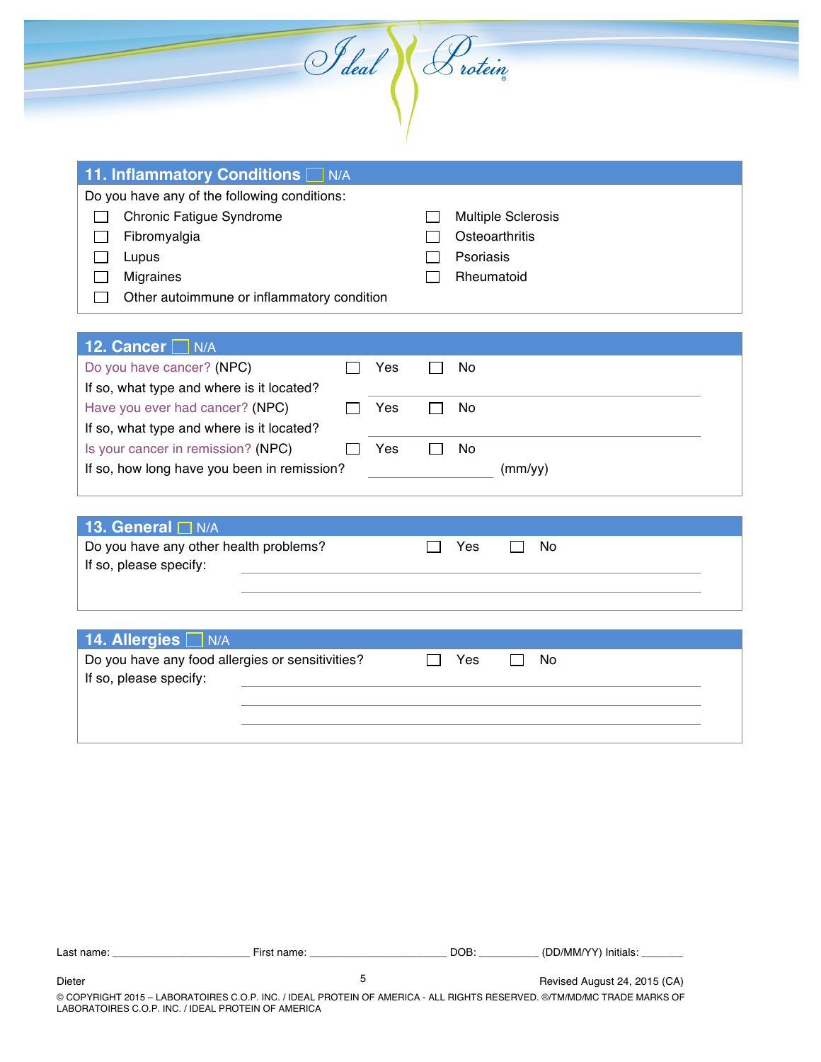## 11. Inflammatory Conditions ☐ N/A

Do you have any of the following conditions:

- ☐ Chronic Fatigue Syndrome
- ☐ Fibromyalgia
- ☐ Lupus
- ☐ Migraines
- ☐ Other autoimmune or inflammatory condition
- ☐ Multiple Sclerosis
- ☐ Osteoarthritis
- ☐ Psoriasis
- ☐ Rheumatoid

## 12. Cancer ☐ N/A

Do you have cancer? (NPC) ☐ Yes ☐ No

If so, what type and where is it located? ______________________________

Have you ever had cancer? (NPC) ☐ Yes ☐ No

If so, what type and where is it located? ______________________________

Is your cancer in remission? (NPC) ☐ Yes ☐ No

If so, how long have you been in remission? ______________ (mm/yy)

## 13. General ☐ N/A

Do you have any other health problems? ☐ Yes ☐ No

If so, please specify: ______________________________

______________________________

## 14. Allergies ☐ N/A

Do you have any food allergies or sensitivities? ☐ Yes ☐ No

If so, please specify: ______________________________

______________________________

______________________________

Last name: ____________________ First name: ____________________ DOB: __________ (DD/MM/YY) Initials: _______

Dieter

Revised August 24, 2015 (CA)

© COPYRIGHT 2015 – LABORATOIRES C.O.P. INC. / IDEAL PROTEIN OF AMERICA - ALL RIGHTS RESERVED. ®/TM/MD/MC TRADE MARKS OF LABORATOIRES C.O.P. INC. / IDEAL PROTEIN OF AMERICA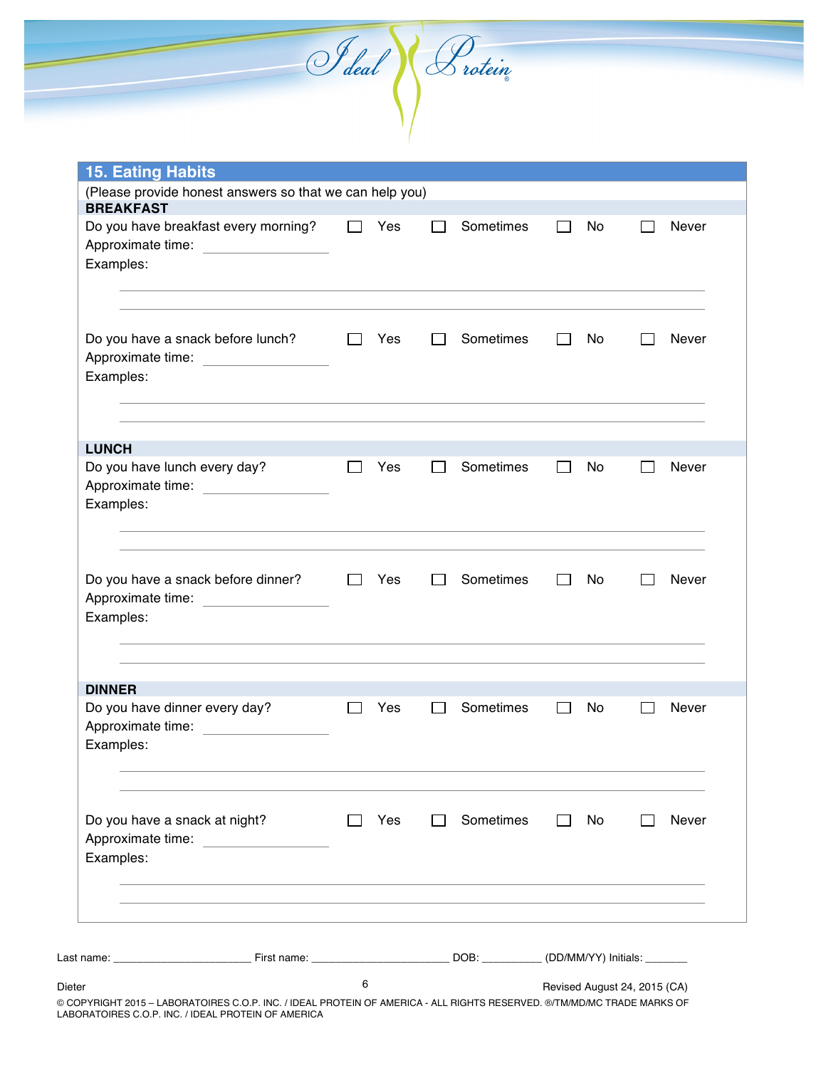## 15. Eating Habits

(Please provide honest answers so that we can help you)

### BREAKFAST

Do you have breakfast every morning? ☐ Yes ☐ Sometimes ☐ No ☐ Never

Approximate time: ______________

Examples:

______________________________________________________________

______________________________________________________________

Do you have a snack before lunch? ☐ Yes ☐ Sometimes ☐ No ☐ Never

Approximate time: ______________

Examples:

______________________________________________________________

______________________________________________________________

### LUNCH

Do you have lunch every day? ☐ Yes ☐ Sometimes ☐ No ☐ Never

Approximate time: ______________

Examples:

______________________________________________________________

______________________________________________________________

Do you have a snack before dinner? ☐ Yes ☐ Sometimes ☐ No ☐ Never

Approximate time: ______________

Examples:

______________________________________________________________

______________________________________________________________

### DINNER

Do you have dinner every day? ☐ Yes ☐ Sometimes ☐ No ☐ Never

Approximate time: ______________

Examples:

______________________________________________________________

______________________________________________________________

Do you have a snack at night? ☐ Yes ☐ Sometimes ☐ No ☐ Never

Approximate time: ______________

Examples:

______________________________________________________________

______________________________________________________________

Last name: ______________________ First name: ______________________ DOB: __________ (DD/MM/YY) Initials: _______

Dieter

Revised August 24, 2015 (CA)

© COPYRIGHT 2015 – LABORATOIRES C.O.P. INC. / IDEAL PROTEIN OF AMERICA - ALL RIGHTS RESERVED. ®/TM/MD/MC TRADE MARKS OF LABORATOIRES C.O.P. INC. / IDEAL PROTEIN OF AMERICA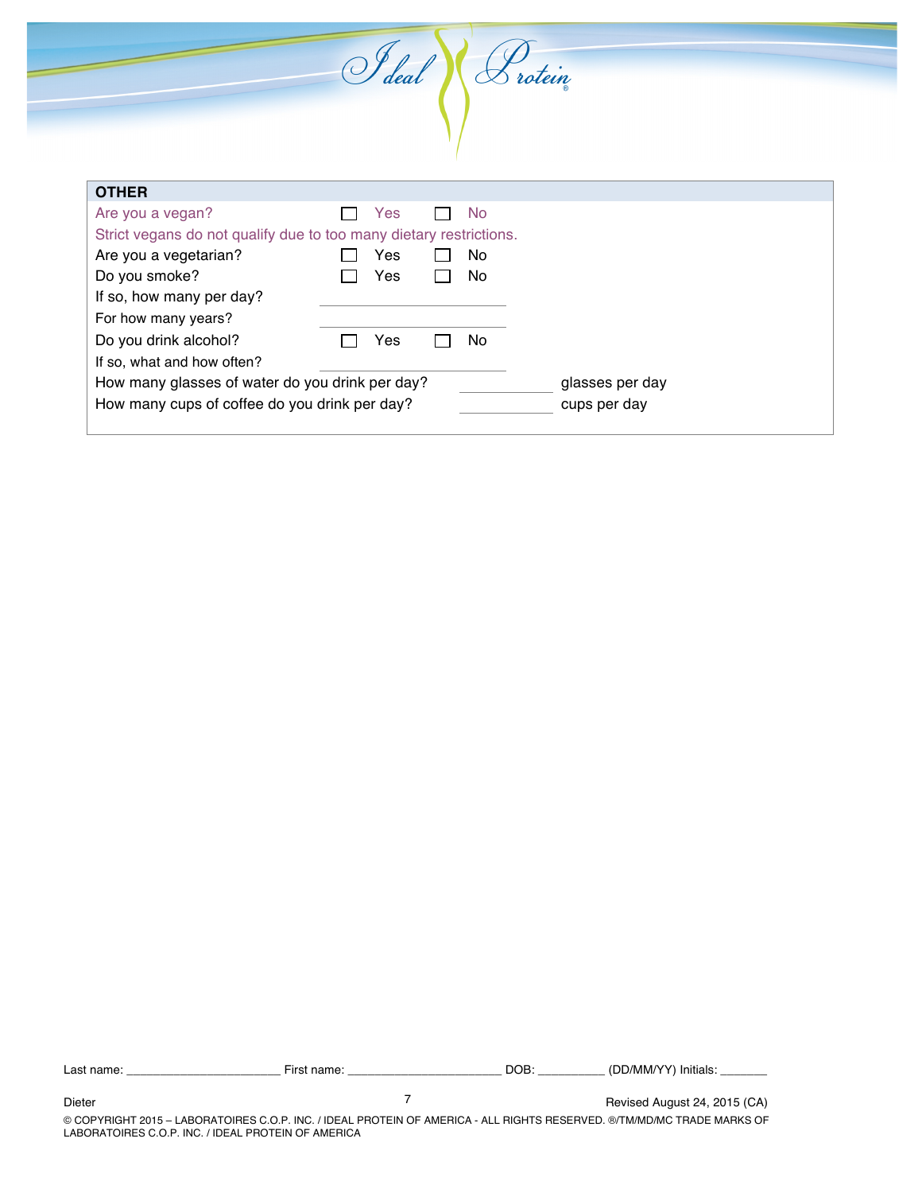## OTHER

Are you a vegan? ☐ Yes ☐ No

Strict vegans do not qualify due to too many dietary restrictions.

Are you a vegetarian? ☐ Yes ☐ No

Do you smoke? ☐ Yes ☐ No

If so, how many per day? ______________

For how many years? ______________

Do you drink alcohol? ☐ Yes ☐ No

If so, what and how often? ______________

How many glasses of water do you drink per day? __________ glasses per day

How many cups of coffee do you drink per day? __________ cups per day

Last name: ______________________ First name: ______________________ DOB: __________ (DD/MM/YY) Initials: _______

Dieter

Revised August 24, 2015 (CA)

© COPYRIGHT 2015 – LABORATOIRES C.O.P. INC. / IDEAL PROTEIN OF AMERICA - ALL RIGHTS RESERVED. ®/TM/MD/MC TRADE MARKS OF LABORATOIRES C.O.P. INC. / IDEAL PROTEIN OF AMERICA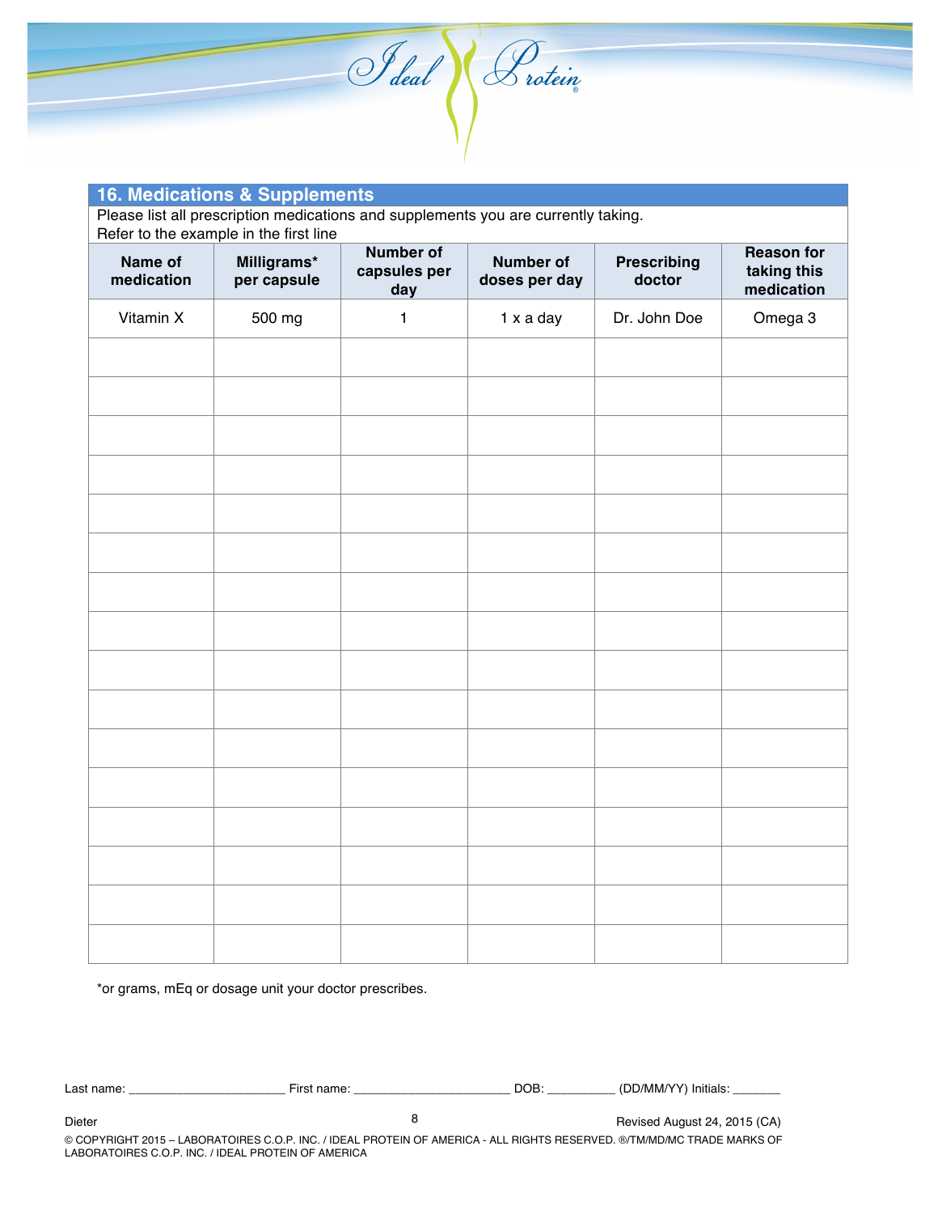## 16. Medications & Supplements

Please list all prescription medications and supplements you are currently taking.
Refer to the example in the first line

| Name of medication | Milligrams* per capsule | Number of capsules per day | Number of doses per day | Prescribing doctor | Reason for taking this medication |
|---|---|---|---|---|---|
| Vitamin X | 500 mg | 1 | 1 x a day | Dr. John Doe | Omega 3 |
| | | | | | |
| | | | | | |
| | | | | | |
| | | | | | |
| | | | | | |
| | | | | | |
| | | | | | |
| | | | | | |
| | | | | | |
| | | | | | |
| | | | | | |
| | | | | | |
| | | | | | |
| | | | | | |
| | | | | | |
| | | | | | |

*or grams, mEq or dosage unit your doctor prescribes.

Last name: ______________________ First name: ______________________ DOB: __________ (DD/MM/YY) Initials: _______

Dieter

Revised August 24, 2015 (CA)

© COPYRIGHT 2015 – LABORATOIRES C.O.P. INC. / IDEAL PROTEIN OF AMERICA - ALL RIGHTS RESERVED. ®/TM/MD/MC TRADE MARKS OF LABORATOIRES C.O.P. INC. / IDEAL PROTEIN OF AMERICA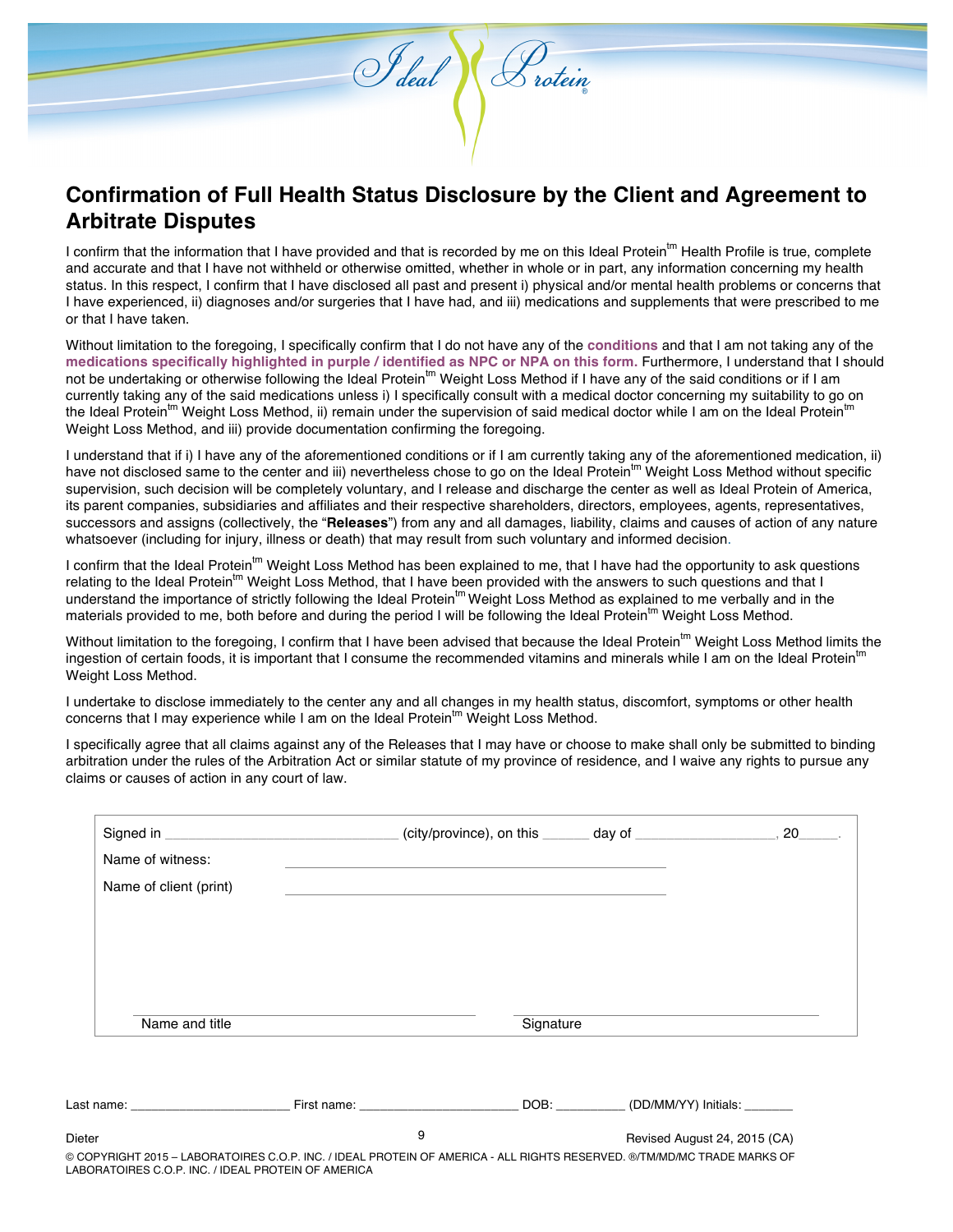# Confirmation of Full Health Status Disclosure by the Client and Agreement to Arbitrate Disputes

I confirm that the information that I have provided and that is recorded by me on this Ideal Protein™ Health Profile is true, complete and accurate and that I have not withheld or otherwise omitted, whether in whole or in part, any information concerning my health status. In this respect, I confirm that I have disclosed all past and present i) physical and/or mental health problems or concerns that I have experienced, ii) diagnoses and/or surgeries that I have had, and iii) medications and supplements that were prescribed to me or that I have taken.

Without limitation to the foregoing, I specifically confirm that I do not have any of the **conditions** and that I am not taking any of the **medications specifically highlighted in purple / identified as NPC or NPA on this form.** Furthermore, I understand that I should not be undertaking or otherwise following the Ideal Protein™ Weight Loss Method if I have any of the said conditions or if I am currently taking any of the said medications unless i) I specifically consult with a medical doctor concerning my suitability to go on the Ideal Protein™ Weight Loss Method, ii) remain under the supervision of said medical doctor while I am on the Ideal Protein™ Weight Loss Method, and iii) provide documentation confirming the foregoing.

I understand that if i) I have any of the aforementioned conditions or if I am currently taking any of the aforementioned medication, ii) have not disclosed same to the center and iii) nevertheless chose to go on the Ideal Protein™ Weight Loss Method without specific supervision, such decision will be completely voluntary, and I release and discharge the center as well as Ideal Protein of America, its parent companies, subsidiaries and affiliates and their respective shareholders, directors, employees, agents, representatives, successors and assigns (collectively, the "**Releases**") from any and all damages, liability, claims and causes of action of any nature whatsoever (including for injury, illness or death) that may result from such voluntary and informed decision.

I confirm that the Ideal Protein™ Weight Loss Method has been explained to me, that I have had the opportunity to ask questions relating to the Ideal Protein™ Weight Loss Method, that I have been provided with the answers to such questions and that I understand the importance of strictly following the Ideal Protein™ Weight Loss Method as explained to me verbally and in the materials provided to me, both before and during the period I will be following the Ideal Protein™ Weight Loss Method.

Without limitation to the foregoing, I confirm that I have been advised that because the Ideal Protein™ Weight Loss Method limits the ingestion of certain foods, it is important that I consume the recommended vitamins and minerals while I am on the Ideal Protein™ Weight Loss Method.

I undertake to disclose immediately to the center any and all changes in my health status, discomfort, symptoms or other health concerns that I may experience while I am on the Ideal Protein™ Weight Loss Method.

I specifically agree that all claims against any of the Releases that I may have or choose to make shall only be submitted to binding arbitration under the rules of the Arbitration Act or similar statute of my province of residence, and I waive any rights to pursue any claims or causes of action in any court of law.

Signed in ______________________________ (city/province), on this ______ day of ________________, 20_____.

Name of witness: ______________________________

Name of client (print) ______________________________

______________________________ ______________________________

Name and title Signature

Last name: ____________________ First name: ____________________ DOB: __________ (DD/MM/YY) Initials: _______

Dieter

Revised August 24, 2015 (CA)

© COPYRIGHT 2015 – LABORATOIRES C.O.P. INC. / IDEAL PROTEIN OF AMERICA - ALL RIGHTS RESERVED. ®/TM/MD/MC TRADE MARKS OF LABORATOIRES C.O.P. INC. / IDEAL PROTEIN OF AMERICA